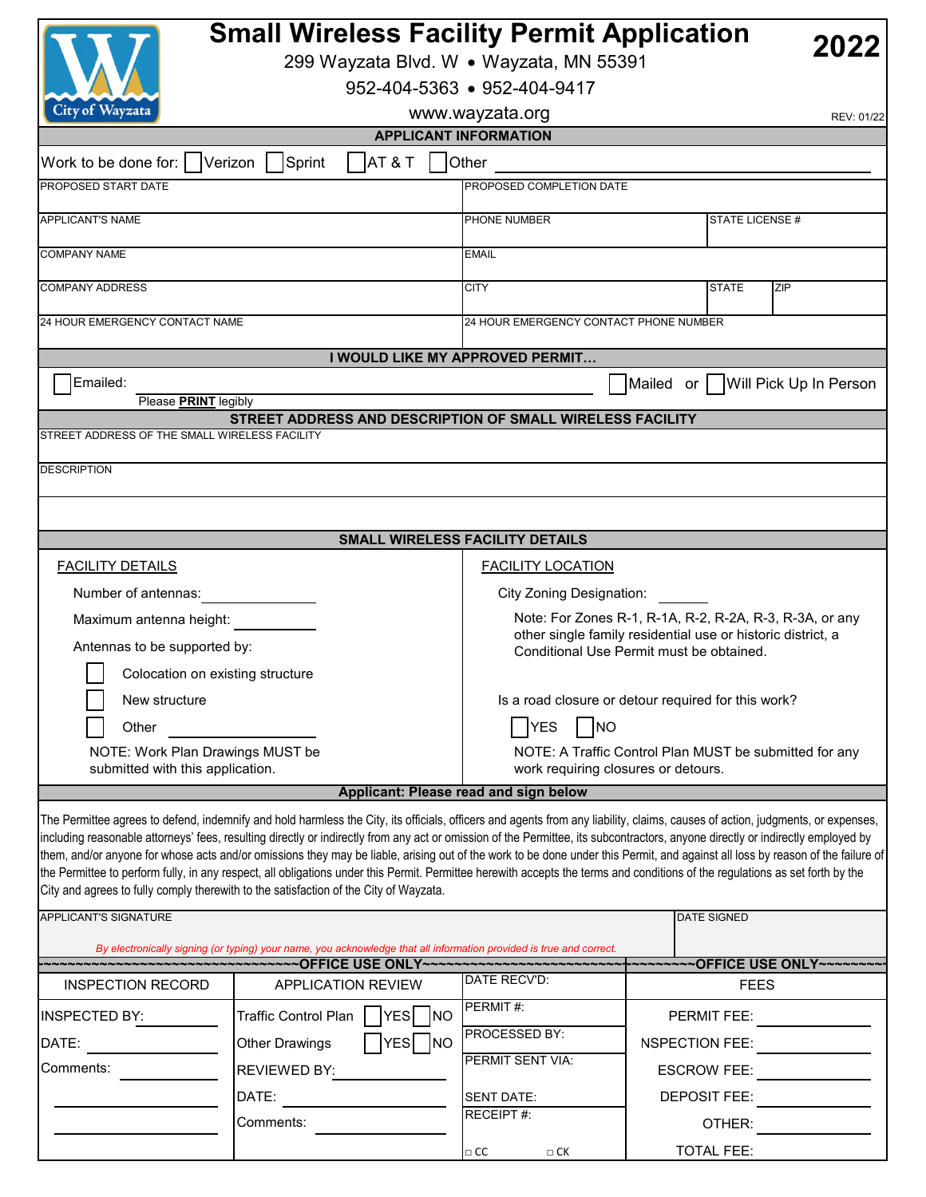# Small Wireless Facility Permit Application

**2022**

299 Wayzata Blvd. W • Wayzata, MN 55391

952-404-5363 • 952-404-9417

www.wayzata.org

REV: 01/22

## APPLICANT INFORMATION

Work to be done for: ☐ Verizon ☐ Sprint ☐ AT & T ☐ Other ____________________

| PROPOSED START DATE | PROPOSED COMPLETION DATE | | |
|---|---|---|---|
| APPLICANT'S NAME | PHONE NUMBER | STATE LICENSE # | |
| COMPANY NAME | EMAIL | | |
| COMPANY ADDRESS | CITY | STATE | ZIP |
| 24 HOUR EMERGENCY CONTACT NAME | 24 HOUR EMERGENCY CONTACT PHONE NUMBER | | |

## I WOULD LIKE MY APPROVED PERMIT…

☐ Emailed: ____________________ ☐ Mailed or ☐ Will Pick Up In Person

Please **PRINT** legibly

## STREET ADDRESS AND DESCRIPTION OF SMALL WIRELESS FACILITY

STREET ADDRESS OF THE SMALL WIRELESS FACILITY

DESCRIPTION

## SMALL WIRELESS FACILITY DETAILS

### FACILITY DETAILS

Number of antennas: __________

Maximum antenna height: __________

Antennas to be supported by:

- ☐ Colocation on existing structure
- ☐ New structure
- ☐ Other __________

NOTE: Work Plan Drawings MUST be submitted with this application.

### FACILITY LOCATION

City Zoning Designation: ______

Note: For Zones R-1, R-1A, R-2, R-2A, R-3, R-3A, or any other single family residential use or historic district, a Conditional Use Permit must be obtained.

Is a road closure or detour required for this work?

☐ YES ☐ NO

NOTE: A Traffic Control Plan MUST be submitted for any work requiring closures or detours.

## Applicant: Please read and sign below

The Permittee agrees to defend, indemnify and hold harmless the City, its officials, officers and agents from any liability, claims, causes of action, judgments, or expenses, including reasonable attorneys' fees, resulting directly or indirectly from any act or omission of the Permittee, its subcontractors, anyone directly or indirectly employed by them, and/or anyone for whose acts and/or omissions they may be liable, arising out of the work to be done under this Permit, and against all loss by reason of the failure of the Permittee to perform fully, in any respect, all obligations under this Permit. Permittee herewith accepts the terms and conditions of the regulations as set forth by the City and agrees to fully comply therewith to the satisfaction of the City of Wayzata.

| APPLICANT'S SIGNATURE | DATE SIGNED |
|---|---|
| *By electronically signing (or typing) your name, you acknowledge that all information provided is true and correct.* | |

## ~OFFICE USE ONLY~

| INSPECTION RECORD | APPLICATION REVIEW | DATE RECV'D: | FEES |
|---|---|---|---|
| INSPECTED BY: ______ | Traffic Control Plan ☐ YES ☐ NO | PERMIT #: | PERMIT FEE: ______ |
| DATE: ______ | Other Drawings ☐ YES ☐ NO | PROCESSED BY: | NSPECTION FEE: ______ |
| Comments: ______ | REVIEWED BY: ______ | PERMIT SENT VIA: | ESCROW FEE: ______ |
| ______ | DATE: ______ | SENT DATE: | DEPOSIT FEE: ______ |
| ______ | Comments: ______ | RECEIPT #: | OTHER: ______ |
| | | □ CC □ CK | TOTAL FEE: |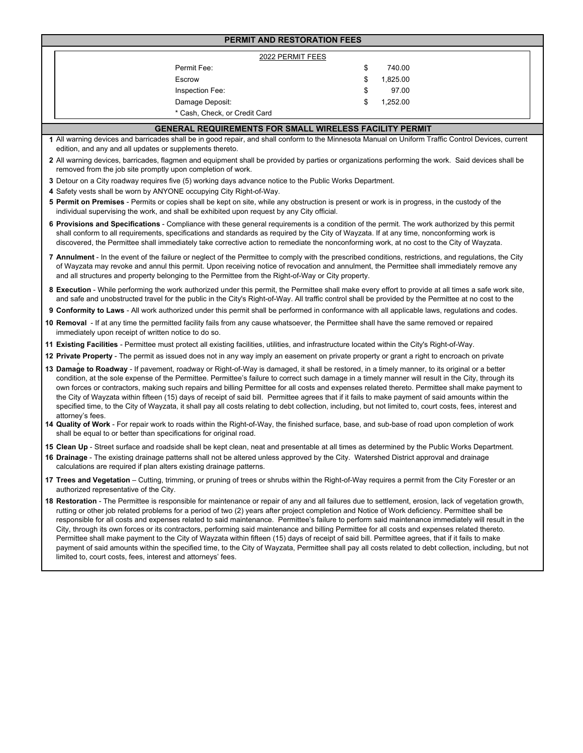## PERMIT AND RESTORATION FEES

| 2022 PERMIT FEES | | |
|---|---|---|
| Permit Fee: | $ | 740.00 |
| Escrow | $ | 1,825.00 |
| Inspection Fee: | $ | 97.00 |
| Damage Deposit: | $ | 1,252.00 |
| * Cash, Check, or Credit Card | | |

## GENERAL REQUIREMENTS FOR SMALL WIRELESS FACILITY PERMIT

1. All warning devices and barricades shall be in good repair, and shall conform to the Minnesota Manual on Uniform Traffic Control Devices, current edition, and any and all updates or supplements thereto.
2. All warning devices, barricades, flagmen and equipment shall be provided by parties or organizations performing the work. Said devices shall be removed from the job site promptly upon completion of work.
3. Detour on a City roadway requires five (5) working days advance notice to the Public Works Department.
4. Safety vests shall be worn by ANYONE occupying City Right-of-Way.
5. **Permit on Premises** - Permits or copies shall be kept on site, while any obstruction is present or work is in progress, in the custody of the individual supervising the work, and shall be exhibited upon request by any City official.
6. **Provisions and Specifications** - Compliance with these general requirements is a condition of the permit. The work authorized by this permit shall conform to all requirements, specifications and standards as required by the City of Wayzata. If at any time, nonconforming work is discovered, the Permittee shall immediately take corrective action to remediate the nonconforming work, at no cost to the City of Wayzata.
7. **Annulment** - In the event of the failure or neglect of the Permittee to comply with the prescribed conditions, restrictions, and regulations, the City of Wayzata may revoke and annul this permit. Upon receiving notice of revocation and annulment, the Permittee shall immediately remove any and all structures and property belonging to the Permittee from the Right-of-Way or City property.
8. **Execution** - While performing the work authorized under this permit, the Permittee shall make every effort to provide at all times a safe work site, and safe and unobstructed travel for the public in the City's Right-of-Way. All traffic control shall be provided by the Permittee at no cost to the
9. **Conformity to Laws** - All work authorized under this permit shall be performed in conformance with all applicable laws, regulations and codes.
10. **Removal** - If at any time the permitted facility fails from any cause whatsoever, the Permittee shall have the same removed or repaired immediately upon receipt of written notice to do so.
11. **Existing Facilities** - Permittee must protect all existing facilities, utilities, and infrastructure located within the City's Right-of-Way.
12. **Private Property** - The permit as issued does not in any way imply an easement on private property or grant a right to encroach on private
13. **Damage to Roadway** - If pavement, roadway or Right-of-Way is damaged, it shall be restored, in a timely manner, to its original or a better condition, at the sole expense of the Permittee. Permittee's failure to correct such damage in a timely manner will result in the City, through its own forces or contractors, making such repairs and billing Permittee for all costs and expenses related thereto. Permittee shall make payment to the City of Wayzata within fifteen (15) days of receipt of said bill. Permittee agrees that if it fails to make payment of said amounts within the specified time, to the City of Wayzata, it shall pay all costs relating to debt collection, including, but not limited to, court costs, fees, interest and attorney's fees.
14. **Quality of Work** - For repair work to roads within the Right-of-Way, the finished surface, base, and sub-base of road upon completion of work shall be equal to or better than specifications for original road.
15. **Clean Up** - Street surface and roadside shall be kept clean, neat and presentable at all times as determined by the Public Works Department.
16. **Drainage** - The existing drainage patterns shall not be altered unless approved by the City. Watershed District approval and drainage calculations are required if plan alters existing drainage patterns.
17. **Trees and Vegetation** – Cutting, trimming, or pruning of trees or shrubs within the Right-of-Way requires a permit from the City Forester or an authorized representative of the City.
18. **Restoration** - The Permittee is responsible for maintenance or repair of any and all failures due to settlement, erosion, lack of vegetation growth, rutting or other job related problems for a period of two (2) years after project completion and Notice of Work deficiency. Permittee shall be responsible for all costs and expenses related to said maintenance. Permittee's failure to perform said maintenance immediately will result in the City, through its own forces or its contractors, performing said maintenance and billing Permittee for all costs and expenses related thereto. Permittee shall make payment to the City of Wayzata within fifteen (15) days of receipt of said bill. Permittee agrees, that if it fails to make payment of said amounts within the specified time, to the City of Wayzata, Permittee shall pay all costs related to debt collection, including, but not limited to, court costs, fees, interest and attorneys' fees.